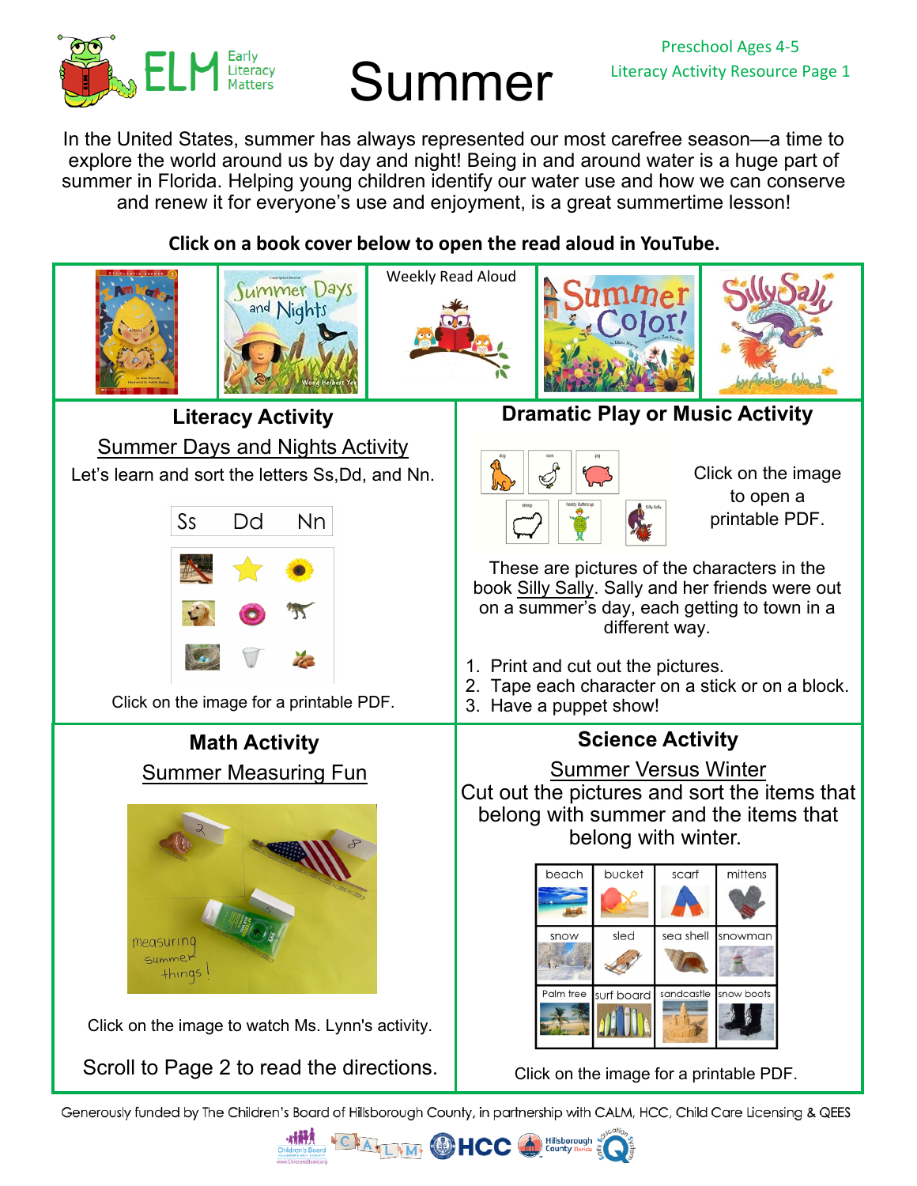Early Literacy Matters

# Summer

Preschool Ages 4-5
Literacy Activity Resource Page 1

In the United States, summer has always represented our most carefree season—a time to explore the world around us by day and night! Being in and around water is a huge part of summer in Florida. Helping young children identify our water use and how we can conserve and renew it for everyone's use and enjoyment, is a great summertime lesson!

**Click on a book cover below to open the read aloud in YouTube.**

Weekly Read Aloud

## Literacy Activity

Summer Days and Nights Activity

Let's learn and sort the letters Ss, Dd, and Nn.

| Ss | Dd | Nn |
|---|---|---|

Click on the image for a printable PDF.

## Dramatic Play or Music Activity

Click on the image to open a printable PDF.

These are pictures of the characters in the book Silly Sally. Sally and her friends were out on a summer's day, each getting to town in a different way.

1. Print and cut out the pictures.
2. Tape each character on a stick or on a block.
3. Have a puppet show!

## Math Activity

Summer Measuring Fun

Click on the image to watch Ms. Lynn's activity.

Scroll to Page 2 to read the directions.

## Science Activity

Summer Versus Winter

Cut out the pictures and sort the items that belong with summer and the items that belong with winter.

| beach | bucket | scarf | mittens |
|---|---|---|---|
| snow | sled | sea shell | snowman |
| Palm tree | surf board | sandcastle | snow boots |

Click on the image for a printable PDF.

Generously funded by The Children's Board of Hillsborough County, in partnership with CALM, HCC, Child Care Licensing & QEES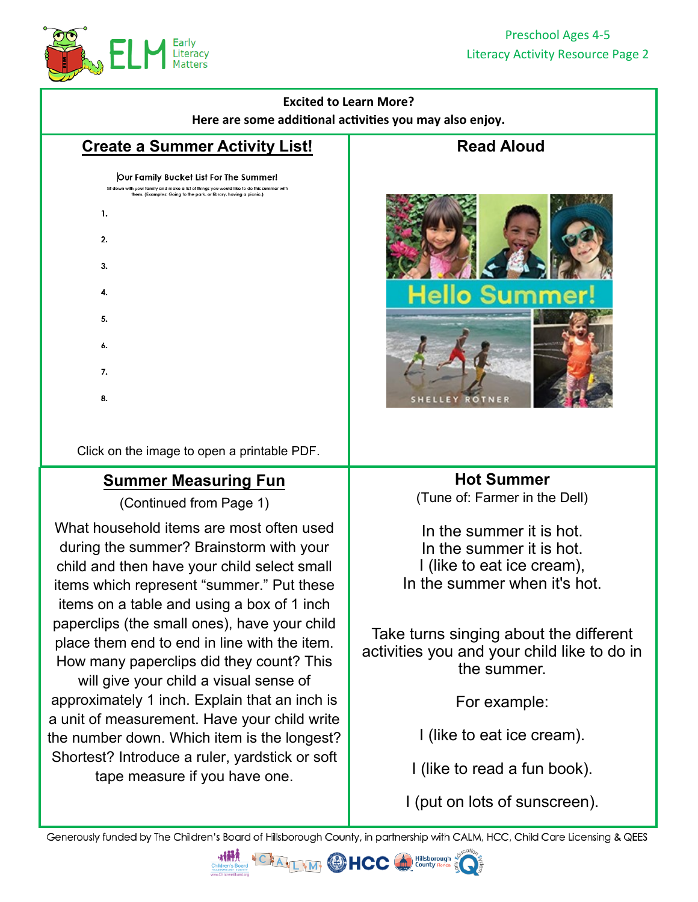**Excited to Learn More?**
**Here are some additional activities you may also enjoy.**

## Create a Summer Activity List!

Our Family Bucket List For The Summer!

Sit down with your family and make a list of things you would like to do this summer with them. (Examples: Going to the park, or library, having a picnic.)

1.
2.
3.
4.
5.
6.
7.
8.

Click on the image to open a printable PDF.

## Read Aloud

Hello Summer!

SHELLEY ROTNER

## Summer Measuring Fun

(Continued from Page 1)

What household items are most often used during the summer? Brainstorm with your child and then have your child select small items which represent "summer." Put these items on a table and using a box of 1 inch paperclips (the small ones), have your child place them end to end in line with the item. How many paperclips did they count? This will give your child a visual sense of approximately 1 inch. Explain that an inch is a unit of measurement. Have your child write the number down. Which item is the longest? Shortest? Introduce a ruler, yardstick or soft tape measure if you have one.

## Hot Summer

(Tune of: Farmer in the Dell)

In the summer it is hot.
In the summer it is hot.
I (like to eat ice cream),
In the summer when it's hot.

Take turns singing about the different activities you and your child like to do in the summer.

For example:

I (like to eat ice cream).

I (like to read a fun book).

I (put on lots of sunscreen).

Generously funded by The Children's Board of Hillsborough County, in partnership with CALM, HCC, Child Care Licensing & QEES